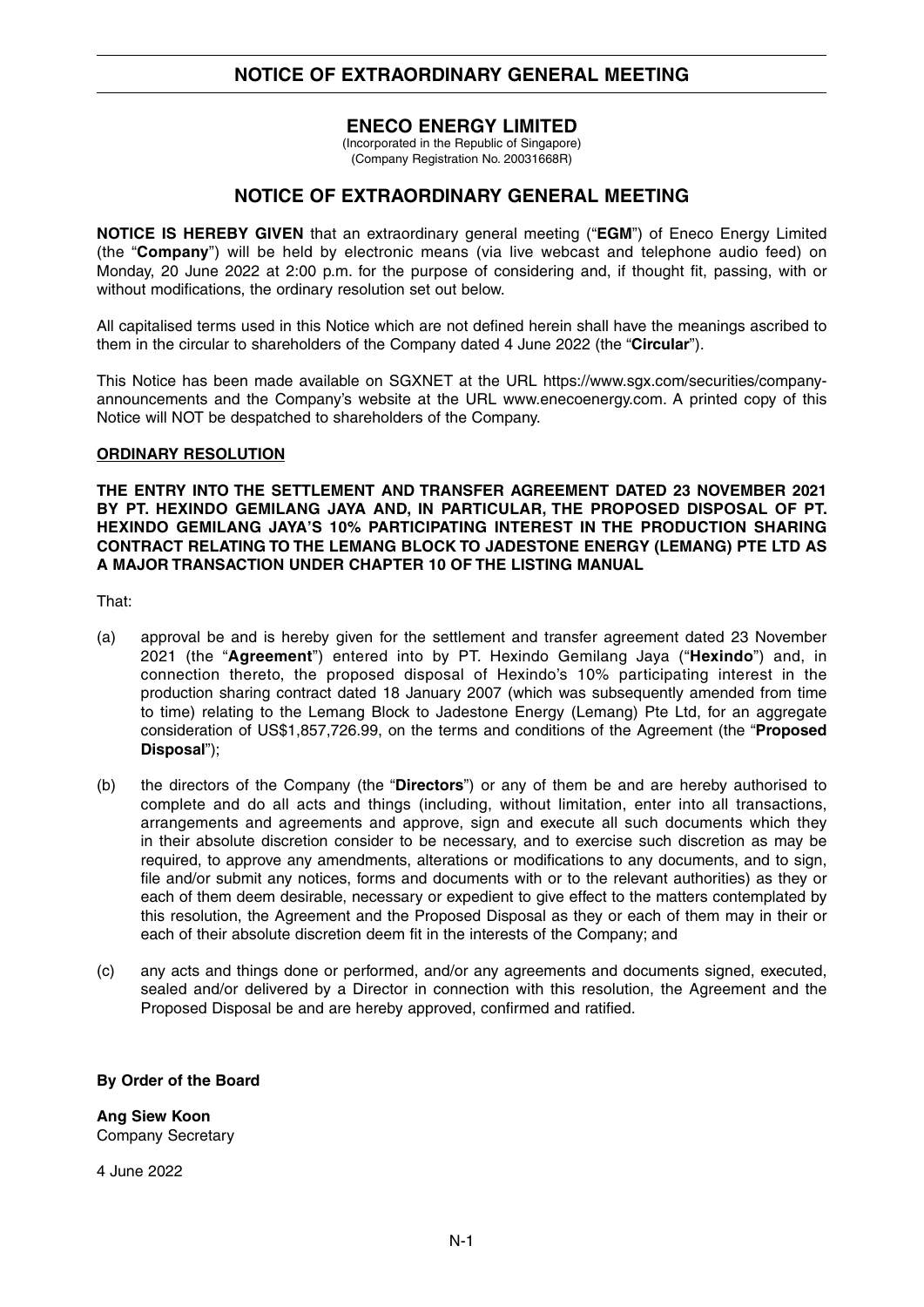# NOTICE OF EXTRAORDINARY GENERAL MEETING

## ENECO ENERGY LIMITED

(Incorporated in the Republic of Singapore)
(Company Registration No. 20031668R)

## NOTICE OF EXTRAORDINARY GENERAL MEETING

**NOTICE IS HEREBY GIVEN** that an extraordinary general meeting ("**EGM**") of Eneco Energy Limited (the "**Company**") will be held by electronic means (via live webcast and telephone audio feed) on Monday, 20 June 2022 at 2:00 p.m. for the purpose of considering and, if thought fit, passing, with or without modifications, the ordinary resolution set out below.

All capitalised terms used in this Notice which are not defined herein shall have the meanings ascribed to them in the circular to shareholders of the Company dated 4 June 2022 (the "**Circular**").

This Notice has been made available on SGXNET at the URL https://www.sgx.com/securities/company-announcements and the Company's website at the URL www.enecoenergy.com. A printed copy of this Notice will NOT be despatched to shareholders of the Company.

**ORDINARY RESOLUTION**

**THE ENTRY INTO THE SETTLEMENT AND TRANSFER AGREEMENT DATED 23 NOVEMBER 2021 BY PT. HEXINDO GEMILANG JAYA AND, IN PARTICULAR, THE PROPOSED DISPOSAL OF PT. HEXINDO GEMILANG JAYA'S 10% PARTICIPATING INTEREST IN THE PRODUCTION SHARING CONTRACT RELATING TO THE LEMANG BLOCK TO JADESTONE ENERGY (LEMANG) PTE LTD AS A MAJOR TRANSACTION UNDER CHAPTER 10 OF THE LISTING MANUAL**

That:

(a) approval be and is hereby given for the settlement and transfer agreement dated 23 November 2021 (the "**Agreement**") entered into by PT. Hexindo Gemilang Jaya ("**Hexindo**") and, in connection thereto, the proposed disposal of Hexindo's 10% participating interest in the production sharing contract dated 18 January 2007 (which was subsequently amended from time to time) relating to the Lemang Block to Jadestone Energy (Lemang) Pte Ltd, for an aggregate consideration of US$1,857,726.99, on the terms and conditions of the Agreement (the "**Proposed Disposal**");

(b) the directors of the Company (the "**Directors**") or any of them be and are hereby authorised to complete and do all acts and things (including, without limitation, enter into all transactions, arrangements and agreements and approve, sign and execute all such documents which they in their absolute discretion consider to be necessary, and to exercise such discretion as may be required, to approve any amendments, alterations or modifications to any documents, and to sign, file and/or submit any notices, forms and documents with or to the relevant authorities) as they or each of them deem desirable, necessary or expedient to give effect to the matters contemplated by this resolution, the Agreement and the Proposed Disposal as they or each of them may in their or each of their absolute discretion deem fit in the interests of the Company; and

(c) any acts and things done or performed, and/or any agreements and documents signed, executed, sealed and/or delivered by a Director in connection with this resolution, the Agreement and the Proposed Disposal be and are hereby approved, confirmed and ratified.

**By Order of the Board**

**Ang Siew Koon**
Company Secretary

4 June 2022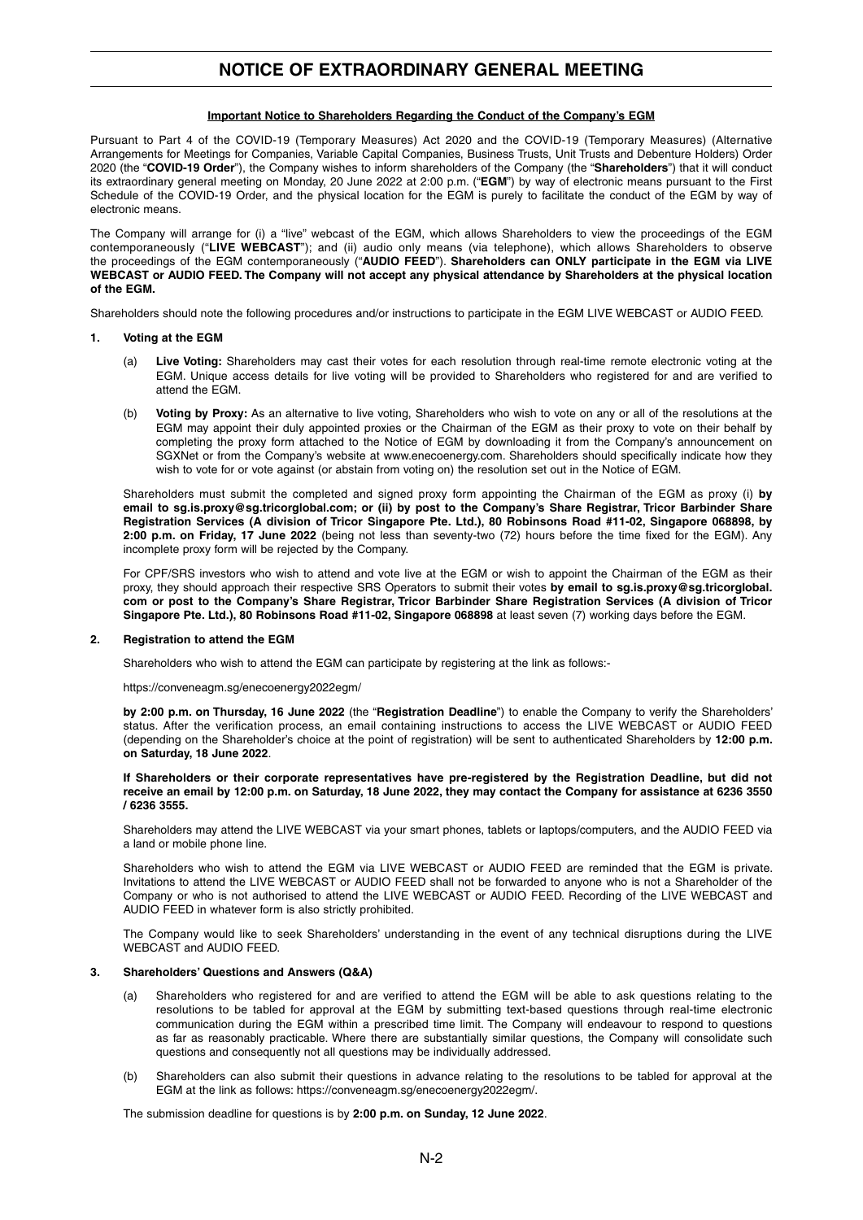# NOTICE OF EXTRAORDINARY GENERAL MEETING

**Important Notice to Shareholders Regarding the Conduct of the Company's EGM**

Pursuant to Part 4 of the COVID-19 (Temporary Measures) Act 2020 and the COVID-19 (Temporary Measures) (Alternative Arrangements for Meetings for Companies, Variable Capital Companies, Business Trusts, Unit Trusts and Debenture Holders) Order 2020 (the "**COVID-19 Order**"), the Company wishes to inform shareholders of the Company (the "**Shareholders**") that it will conduct its extraordinary general meeting on Monday, 20 June 2022 at 2:00 p.m. ("**EGM**") by way of electronic means pursuant to the First Schedule of the COVID-19 Order, and the physical location for the EGM is purely to facilitate the conduct of the EGM by way of electronic means.

The Company will arrange for (i) a "live" webcast of the EGM, which allows Shareholders to view the proceedings of the EGM contemporaneously ("**LIVE WEBCAST**"); and (ii) audio only means (via telephone), which allows Shareholders to observe the proceedings of the EGM contemporaneously ("**AUDIO FEED**"). **Shareholders can ONLY participate in the EGM via LIVE WEBCAST or AUDIO FEED. The Company will not accept any physical attendance by Shareholders at the physical location of the EGM.**

Shareholders should note the following procedures and/or instructions to participate in the EGM LIVE WEBCAST or AUDIO FEED.

**1. Voting at the EGM**

(a) **Live Voting:** Shareholders may cast their votes for each resolution through real-time remote electronic voting at the EGM. Unique access details for live voting will be provided to Shareholders who registered for and are verified to attend the EGM.

(b) **Voting by Proxy:** As an alternative to live voting, Shareholders who wish to vote on any or all of the resolutions at the EGM may appoint their duly appointed proxies or the Chairman of the EGM as their proxy to vote on their behalf by completing the proxy form attached to the Notice of EGM by downloading it from the Company's announcement on SGXNet or from the Company's website at www.enecoenergy.com. Shareholders should specifically indicate how they wish to vote for or vote against (or abstain from voting on) the resolution set out in the Notice of EGM.

Shareholders must submit the completed and signed proxy form appointing the Chairman of the EGM as proxy (i) **by email to sg.is.proxy@sg.tricorglobal.com; or (ii) by post to the Company's Share Registrar, Tricor Barbinder Share Registration Services (A division of Tricor Singapore Pte. Ltd.), 80 Robinsons Road #11-02, Singapore 068898, by 2:00 p.m. on Friday, 17 June 2022** (being not less than seventy-two (72) hours before the time fixed for the EGM). Any incomplete proxy form will be rejected by the Company.

For CPF/SRS investors who wish to attend and vote live at the EGM or wish to appoint the Chairman of the EGM as their proxy, they should approach their respective SRS Operators to submit their votes **by email to sg.is.proxy@sg.tricorglobal.com or post to the Company's Share Registrar, Tricor Barbinder Share Registration Services (A division of Tricor Singapore Pte. Ltd.), 80 Robinsons Road #11-02, Singapore 068898** at least seven (7) working days before the EGM.

**2. Registration to attend the EGM**

Shareholders who wish to attend the EGM can participate by registering at the link as follows:-

https://conveneagm.sg/enecoenergy2022egm/

**by 2:00 p.m. on Thursday, 16 June 2022** (the "**Registration Deadline**") to enable the Company to verify the Shareholders' status. After the verification process, an email containing instructions to access the LIVE WEBCAST or AUDIO FEED (depending on the Shareholder's choice at the point of registration) will be sent to authenticated Shareholders by **12:00 p.m. on Saturday, 18 June 2022**.

**If Shareholders or their corporate representatives have pre-registered by the Registration Deadline, but did not receive an email by 12:00 p.m. on Saturday, 18 June 2022, they may contact the Company for assistance at 6236 3550 / 6236 3555.**

Shareholders may attend the LIVE WEBCAST via your smart phones, tablets or laptops/computers, and the AUDIO FEED via a land or mobile phone line.

Shareholders who wish to attend the EGM via LIVE WEBCAST or AUDIO FEED are reminded that the EGM is private. Invitations to attend the LIVE WEBCAST or AUDIO FEED shall not be forwarded to anyone who is not a Shareholder of the Company or who is not authorised to attend the LIVE WEBCAST or AUDIO FEED. Recording of the LIVE WEBCAST and AUDIO FEED in whatever form is also strictly prohibited.

The Company would like to seek Shareholders' understanding in the event of any technical disruptions during the LIVE WEBCAST and AUDIO FEED.

**3. Shareholders' Questions and Answers (Q&A)**

(a) Shareholders who registered for and are verified to attend the EGM will be able to ask questions relating to the resolutions to be tabled for approval at the EGM by submitting text-based questions through real-time electronic communication during the EGM within a prescribed time limit. The Company will endeavour to respond to questions as far as reasonably practicable. Where there are substantially similar questions, the Company will consolidate such questions and consequently not all questions may be individually addressed.

(b) Shareholders can also submit their questions in advance relating to the resolutions to be tabled for approval at the EGM at the link as follows: https://conveneagm.sg/enecoenergy2022egm/.

The submission deadline for questions is by **2:00 p.m. on Sunday, 12 June 2022**.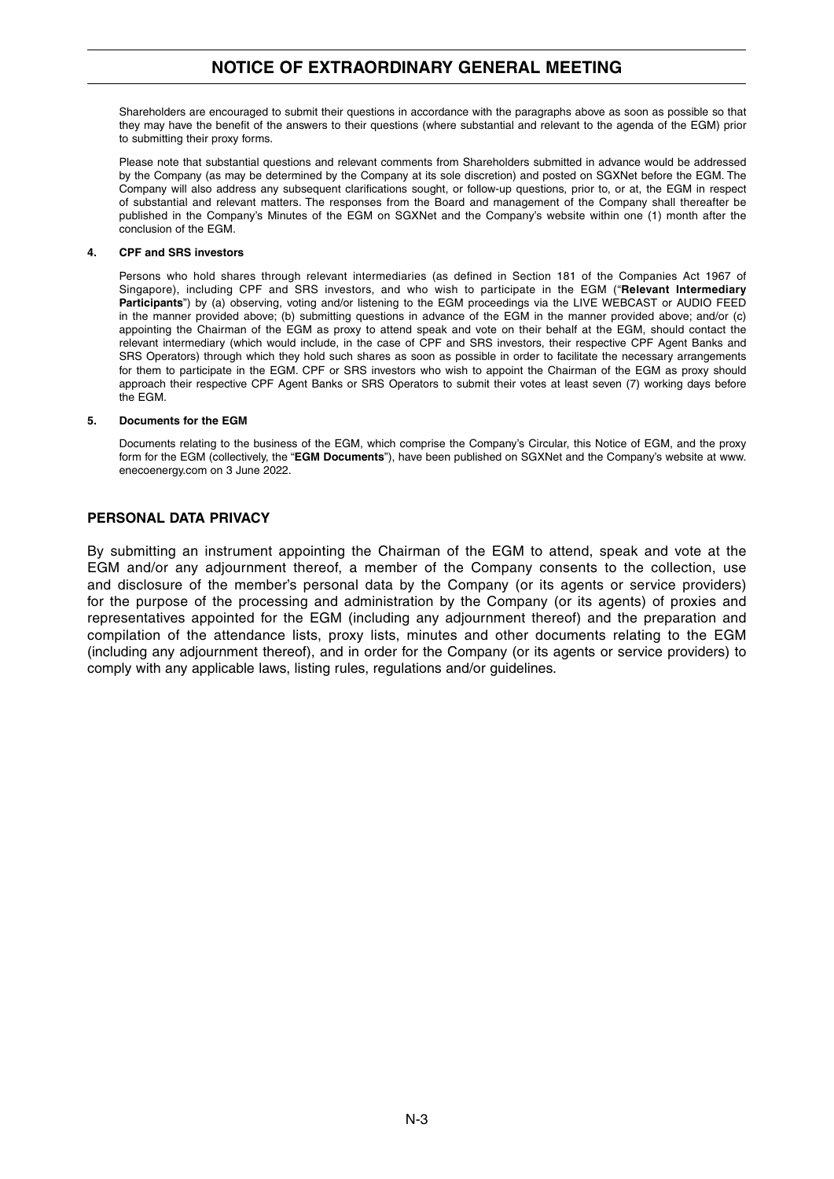# NOTICE OF EXTRAORDINARY GENERAL MEETING

Shareholders are encouraged to submit their questions in accordance with the paragraphs above as soon as possible so that they may have the benefit of the answers to their questions (where substantial and relevant to the agenda of the EGM) prior to submitting their proxy forms.

Please note that substantial questions and relevant comments from Shareholders submitted in advance would be addressed by the Company (as may be determined by the Company at its sole discretion) and posted on SGXNet before the EGM. The Company will also address any subsequent clarifications sought, or follow-up questions, prior to, or at, the EGM in respect of substantial and relevant matters. The responses from the Board and management of the Company shall thereafter be published in the Company's Minutes of the EGM on SGXNet and the Company's website within one (1) month after the conclusion of the EGM.

**4. CPF and SRS investors**

Persons who hold shares through relevant intermediaries (as defined in Section 181 of the Companies Act 1967 of Singapore), including CPF and SRS investors, and who wish to participate in the EGM ("**Relevant Intermediary Participants**") by (a) observing, voting and/or listening to the EGM proceedings via the LIVE WEBCAST or AUDIO FEED in the manner provided above; (b) submitting questions in advance of the EGM in the manner provided above; and/or (c) appointing the Chairman of the EGM as proxy to attend speak and vote on their behalf at the EGM, should contact the relevant intermediary (which would include, in the case of CPF and SRS investors, their respective CPF Agent Banks and SRS Operators) through which they hold such shares as soon as possible in order to facilitate the necessary arrangements for them to participate in the EGM. CPF or SRS investors who wish to appoint the Chairman of the EGM as proxy should approach their respective CPF Agent Banks or SRS Operators to submit their votes at least seven (7) working days before the EGM.

**5. Documents for the EGM**

Documents relating to the business of the EGM, which comprise the Company's Circular, this Notice of EGM, and the proxy form for the EGM (collectively, the "**EGM Documents**"), have been published on SGXNet and the Company's website at www.enecoenergy.com on 3 June 2022.

## PERSONAL DATA PRIVACY

By submitting an instrument appointing the Chairman of the EGM to attend, speak and vote at the EGM and/or any adjournment thereof, a member of the Company consents to the collection, use and disclosure of the member's personal data by the Company (or its agents or service providers) for the purpose of the processing and administration by the Company (or its agents) of proxies and representatives appointed for the EGM (including any adjournment thereof) and the preparation and compilation of the attendance lists, proxy lists, minutes and other documents relating to the EGM (including any adjournment thereof), and in order for the Company (or its agents or service providers) to comply with any applicable laws, listing rules, regulations and/or guidelines.